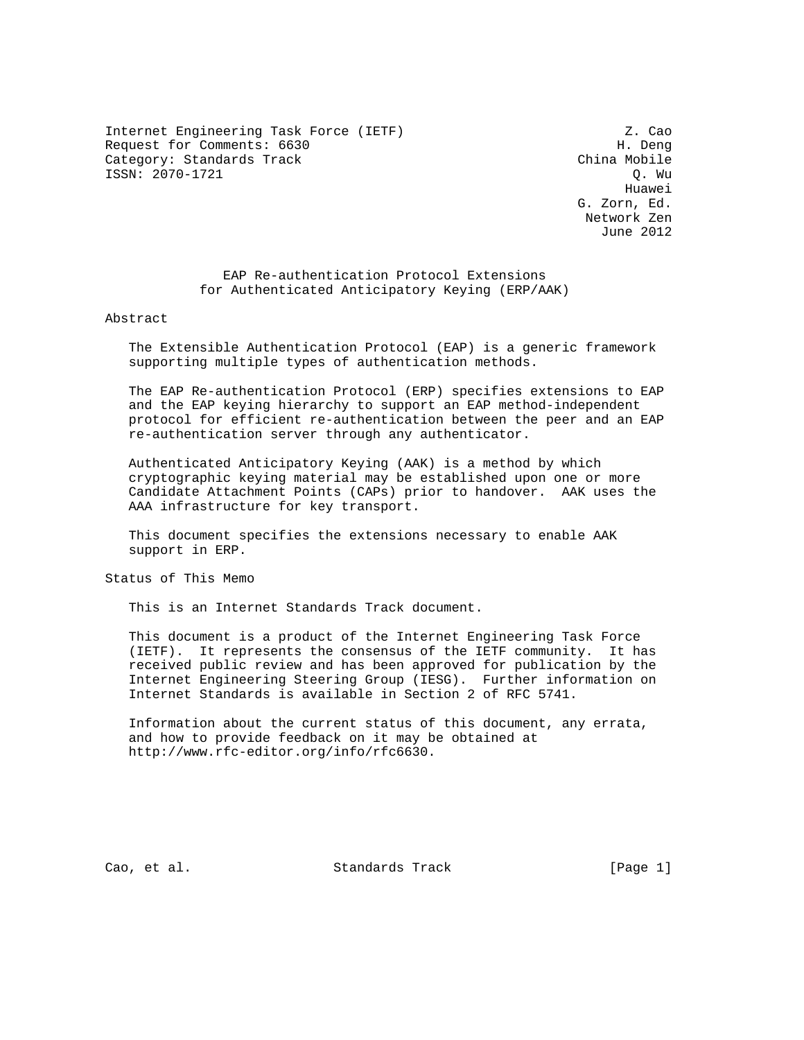Internet Engineering Task Force (IETF) Z. Cao
Request for Comments: 6630 H. Deng
Category: Standards Track China Mobile
ISSN: 2070-1721 Q. Wu
Huawei
G. Zorn, Ed.
Network Zen
June 2012

# EAP Re-authentication Protocol Extensions for Authenticated Anticipatory Keying (ERP/AAK)

## Abstract

The Extensible Authentication Protocol (EAP) is a generic framework supporting multiple types of authentication methods.

The EAP Re-authentication Protocol (ERP) specifies extensions to EAP and the EAP keying hierarchy to support an EAP method-independent protocol for efficient re-authentication between the peer and an EAP re-authentication server through any authenticator.

Authenticated Anticipatory Keying (AAK) is a method by which cryptographic keying material may be established upon one or more Candidate Attachment Points (CAPs) prior to handover. AAK uses the AAA infrastructure for key transport.

This document specifies the extensions necessary to enable AAK support in ERP.

## Status of This Memo

This is an Internet Standards Track document.

This document is a product of the Internet Engineering Task Force (IETF). It represents the consensus of the IETF community. It has received public review and has been approved for publication by the Internet Engineering Steering Group (IESG). Further information on Internet Standards is available in Section 2 of RFC 5741.

Information about the current status of this document, any errata, and how to provide feedback on it may be obtained at http://www.rfc-editor.org/info/rfc6630.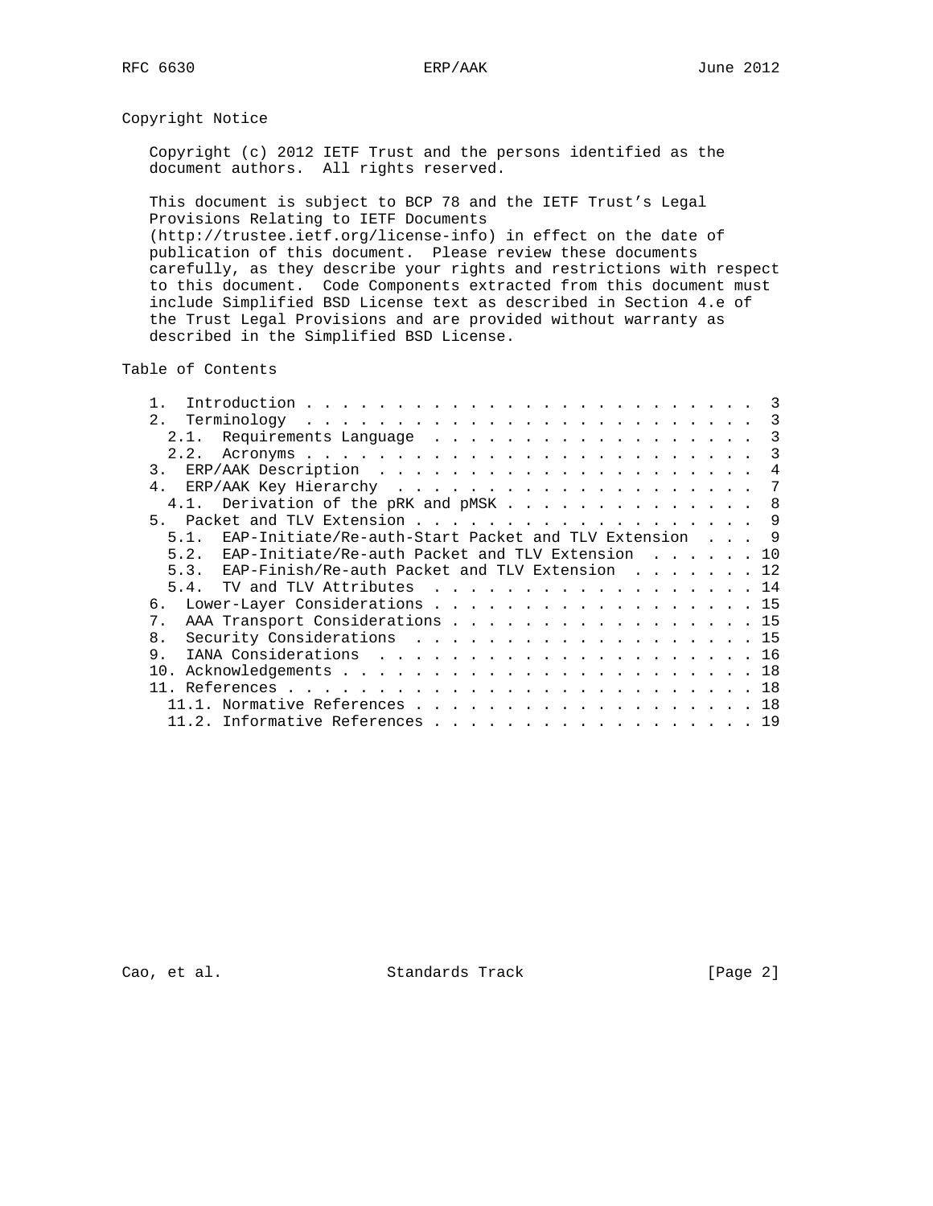## Copyright Notice

Copyright (c) 2012 IETF Trust and the persons identified as the document authors. All rights reserved.

This document is subject to BCP 78 and the IETF Trust's Legal Provisions Relating to IETF Documents (http://trustee.ietf.org/license-info) in effect on the date of publication of this document. Please review these documents carefully, as they describe your rights and restrictions with respect to this document. Code Components extracted from this document must include Simplified BSD License text as described in Section 4.e of the Trust Legal Provisions and are provided without warranty as described in the Simplified BSD License.

## Table of Contents

```
   1.  Introduction . . . . . . . . . . . . . . . . . . . . . . . .   3
   2.  Terminology  . . . . . . . . . . . . . . . . . . . . . . . .   3
     2.1.  Requirements Language  . . . . . . . . . . . . . . . . .   3
     2.2.  Acronyms . . . . . . . . . . . . . . . . . . . . . . . .   3
   3.  ERP/AAK Description  . . . . . . . . . . . . . . . . . . . .   4
   4.  ERP/AAK Key Hierarchy  . . . . . . . . . . . . . . . . . . .   7
     4.1.  Derivation of the pRK and pMSK . . . . . . . . . . . . .   8
   5.  Packet and TLV Extension . . . . . . . . . . . . . . . . . .   9
     5.1.  EAP-Initiate/Re-auth-Start Packet and TLV Extension  . . .   9
     5.2.  EAP-Initiate/Re-auth Packet and TLV Extension  . . . . . .  10
     5.3.  EAP-Finish/Re-auth Packet and TLV Extension  . . . . . . .  12
     5.4.  TV and TLV Attributes  . . . . . . . . . . . . . . . . .  14
   6.  Lower-Layer Considerations . . . . . . . . . . . . . . . . .  15
   7.  AAA Transport Considerations . . . . . . . . . . . . . . . .  15
   8.  Security Considerations  . . . . . . . . . . . . . . . . . .  15
   9.  IANA Considerations  . . . . . . . . . . . . . . . . . . . .  16
   10. Acknowledgements . . . . . . . . . . . . . . . . . . . . . .  18
   11. References . . . . . . . . . . . . . . . . . . . . . . . . .  18
     11.1. Normative References . . . . . . . . . . . . . . . . . .  18
     11.2. Informative References . . . . . . . . . . . . . . . . .  19
```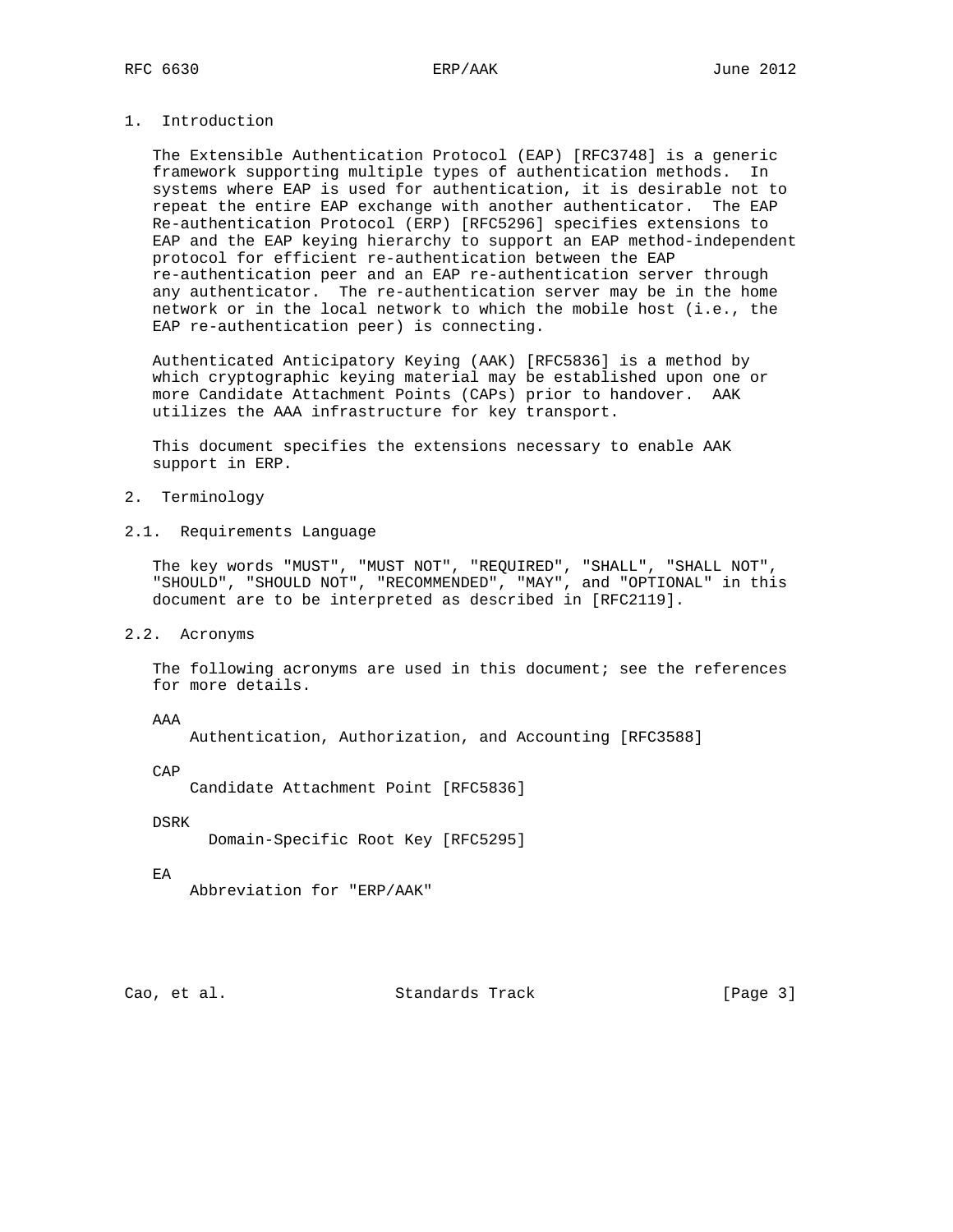# 1. Introduction

The Extensible Authentication Protocol (EAP) [RFC3748] is a generic framework supporting multiple types of authentication methods. In systems where EAP is used for authentication, it is desirable not to repeat the entire EAP exchange with another authenticator. The EAP Re-authentication Protocol (ERP) [RFC5296] specifies extensions to EAP and the EAP keying hierarchy to support an EAP method-independent protocol for efficient re-authentication between the EAP re-authentication peer and an EAP re-authentication server through any authenticator. The re-authentication server may be in the home network or in the local network to which the mobile host (i.e., the EAP re-authentication peer) is connecting.

Authenticated Anticipatory Keying (AAK) [RFC5836] is a method by which cryptographic keying material may be established upon one or more Candidate Attachment Points (CAPs) prior to handover. AAK utilizes the AAA infrastructure for key transport.

This document specifies the extensions necessary to enable AAK support in ERP.

# 2. Terminology

## 2.1. Requirements Language

The key words "MUST", "MUST NOT", "REQUIRED", "SHALL", "SHALL NOT", "SHOULD", "SHOULD NOT", "RECOMMENDED", "MAY", and "OPTIONAL" in this document are to be interpreted as described in [RFC2119].

## 2.2. Acronyms

The following acronyms are used in this document; see the references for more details.

AAA
: Authentication, Authorization, and Accounting [RFC3588]

CAP
: Candidate Attachment Point [RFC5836]

DSRK
: Domain-Specific Root Key [RFC5295]

EA
: Abbreviation for "ERP/AAK"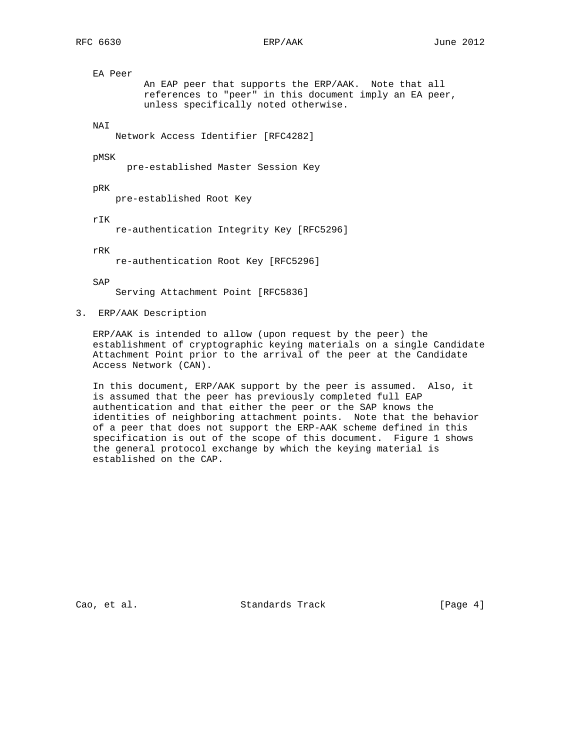EA Peer
: An EAP peer that supports the ERP/AAK. Note that all references to "peer" in this document imply an EA peer, unless specifically noted otherwise.

NAI
: Network Access Identifier [RFC4282]

pMSK
: pre-established Master Session Key

pRK
: pre-established Root Key

rIK
: re-authentication Integrity Key [RFC5296]

rRK
: re-authentication Root Key [RFC5296]

SAP
: Serving Attachment Point [RFC5836]

## 3. ERP/AAK Description

ERP/AAK is intended to allow (upon request by the peer) the establishment of cryptographic keying materials on a single Candidate Attachment Point prior to the arrival of the peer at the Candidate Access Network (CAN).

In this document, ERP/AAK support by the peer is assumed. Also, it is assumed that the peer has previously completed full EAP authentication and that either the peer or the SAP knows the identities of neighboring attachment points. Note that the behavior of a peer that does not support the ERP-AAK scheme defined in this specification is out of the scope of this document. Figure 1 shows the general protocol exchange by which the keying material is established on the CAP.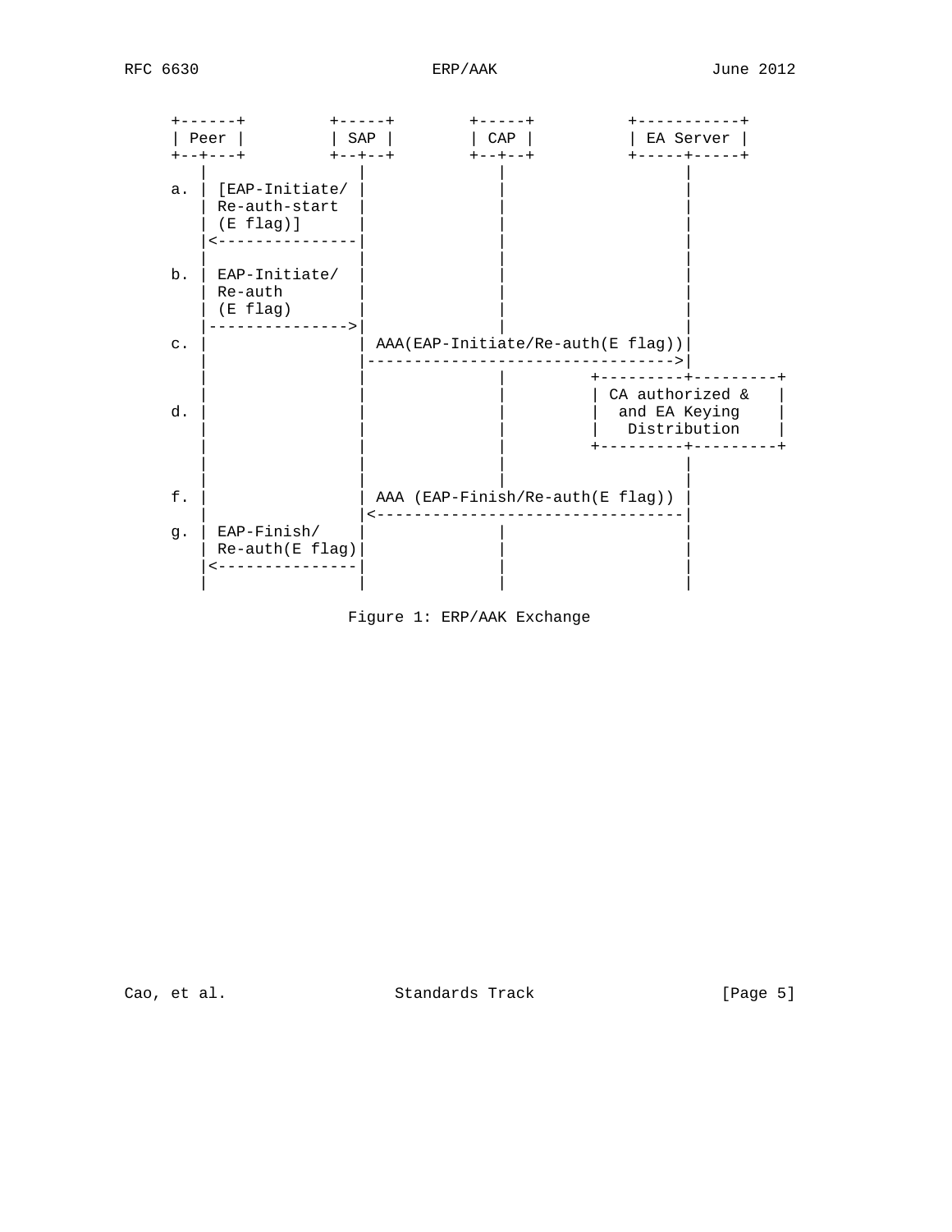```
     +------+         +-----+        +-----+          +-----------+
     | Peer |         | SAP |        | CAP |          | EA Server |
     +--+---+         +--+--+        +--+--+          +-----+-----+
        |                |              |                   |
     a. | [EAP-Initiate/ |              |                   |
        | Re-auth-start  |              |                   |
        | (E flag)]      |              |                   |
        |<---------------|              |                   |
        |                |              |                   |
     b. | EAP-Initiate/  |              |                   |
        | Re-auth        |              |                   |
        | (E flag)       |              |                   |
        |--------------->|              |                   |
     c. |                | AAA(EAP-Initiate/Re-auth(E flag))|
        |                |--------------------------------->|
        |                |              |         +---------+---------+
        |                |              |         | CA authorized &   |
     d. |                |              |         |  and EA Keying    |
        |                |              |         |   Distribution    |
        |                |              |         +---------+---------+
        |                |              |                   |
        |                |              |                   |
     f. |                | AAA (EAP-Finish/Re-auth(E flag)) |
        |                |<---------------------------------|
     g. | EAP-Finish/    |              |                   |
        | Re-auth(E flag)|              |                   |
        |<---------------|              |                   |
        |                |              |                   |
```

Figure 1: ERP/AAK Exchange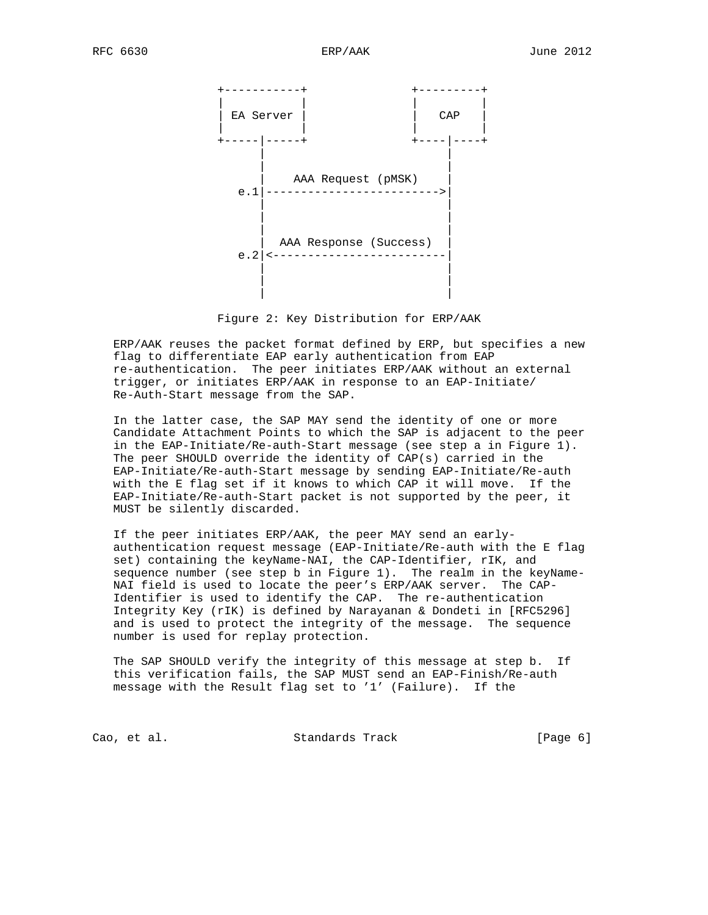```
              +-----------+             +---------+
              |           |             |         |
              | EA Server |             |   CAP   |
              |           |             |         |
              +-----|-----+             +----|----+
                    |                        |
                    |                        |
                    |    AAA Request (pMSK)  |
                 e.1|----------------------->|
                    |                        |
                    |                        |
                    |                        |
                    |  AAA Response (Success)|
                 e.2|<-----------------------|
                    |                        |
                    |                        |
                    |                        |
```

Figure 2: Key Distribution for ERP/AAK

ERP/AAK reuses the packet format defined by ERP, but specifies a new flag to differentiate EAP early authentication from EAP re-authentication. The peer initiates ERP/AAK without an external trigger, or initiates ERP/AAK in response to an EAP-Initiate/Re-Auth-Start message from the SAP.

In the latter case, the SAP MAY send the identity of one or more Candidate Attachment Points to which the SAP is adjacent to the peer in the EAP-Initiate/Re-auth-Start message (see step a in Figure 1). The peer SHOULD override the identity of CAP(s) carried in the EAP-Initiate/Re-auth-Start message by sending EAP-Initiate/Re-auth with the E flag set if it knows to which CAP it will move. If the EAP-Initiate/Re-auth-Start packet is not supported by the peer, it MUST be silently discarded.

If the peer initiates ERP/AAK, the peer MAY send an early-authentication request message (EAP-Initiate/Re-auth with the E flag set) containing the keyName-NAI, the CAP-Identifier, rIK, and sequence number (see step b in Figure 1). The realm in the keyName-NAI field is used to locate the peer's ERP/AAK server. The CAP-Identifier is used to identify the CAP. The re-authentication Integrity Key (rIK) is defined by Narayanan & Dondeti in [RFC5296] and is used to protect the integrity of the message. The sequence number is used for replay protection.

The SAP SHOULD verify the integrity of this message at step b. If this verification fails, the SAP MUST send an EAP-Finish/Re-auth message with the Result flag set to '1' (Failure). If the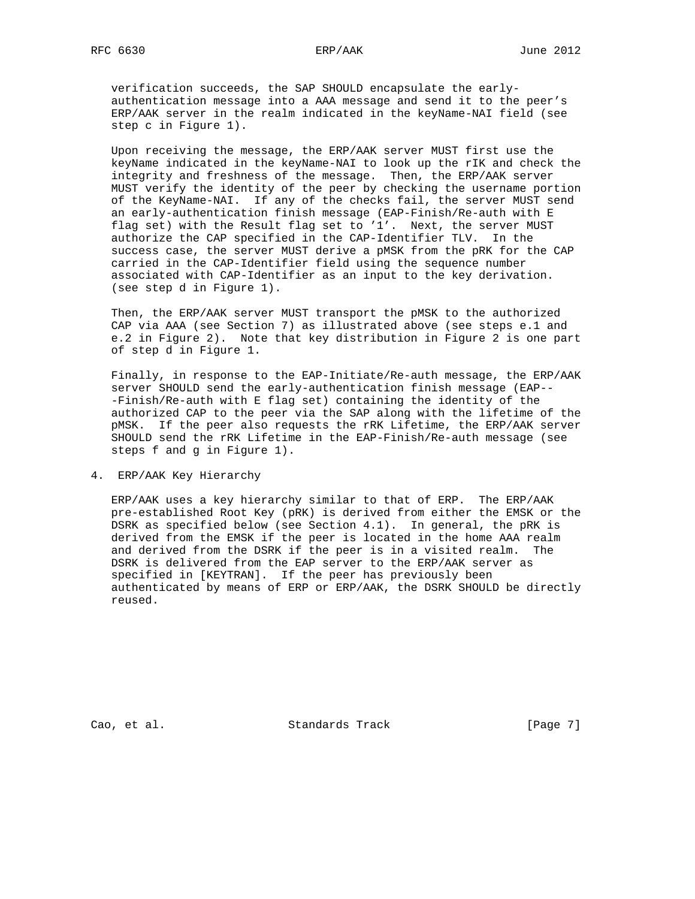verification succeeds, the SAP SHOULD encapsulate the early-authentication message into a AAA message and send it to the peer's ERP/AAK server in the realm indicated in the keyName-NAI field (see step c in Figure 1).

Upon receiving the message, the ERP/AAK server MUST first use the keyName indicated in the keyName-NAI to look up the rIK and check the integrity and freshness of the message. Then, the ERP/AAK server MUST verify the identity of the peer by checking the username portion of the KeyName-NAI. If any of the checks fail, the server MUST send an early-authentication finish message (EAP-Finish/Re-auth with E flag set) with the Result flag set to '1'. Next, the server MUST authorize the CAP specified in the CAP-Identifier TLV. In the success case, the server MUST derive a pMSK from the pRK for the CAP carried in the CAP-Identifier field using the sequence number associated with CAP-Identifier as an input to the key derivation. (see step d in Figure 1).

Then, the ERP/AAK server MUST transport the pMSK to the authorized CAP via AAA (see Section 7) as illustrated above (see steps e.1 and e.2 in Figure 2). Note that key distribution in Figure 2 is one part of step d in Figure 1.

Finally, in response to the EAP-Initiate/Re-auth message, the ERP/AAK server SHOULD send the early-authentication finish message (EAP--Finish/Re-auth with E flag set) containing the identity of the authorized CAP to the peer via the SAP along with the lifetime of the pMSK. If the peer also requests the rRK Lifetime, the ERP/AAK server SHOULD send the rRK Lifetime in the EAP-Finish/Re-auth message (see steps f and g in Figure 1).

## 4. ERP/AAK Key Hierarchy

ERP/AAK uses a key hierarchy similar to that of ERP. The ERP/AAK pre-established Root Key (pRK) is derived from either the EMSK or the DSRK as specified below (see Section 4.1). In general, the pRK is derived from the EMSK if the peer is located in the home AAA realm and derived from the DSRK if the peer is in a visited realm. The DSRK is delivered from the EAP server to the ERP/AAK server as specified in [KEYTRAN]. If the peer has previously been authenticated by means of ERP or ERP/AAK, the DSRK SHOULD be directly reused.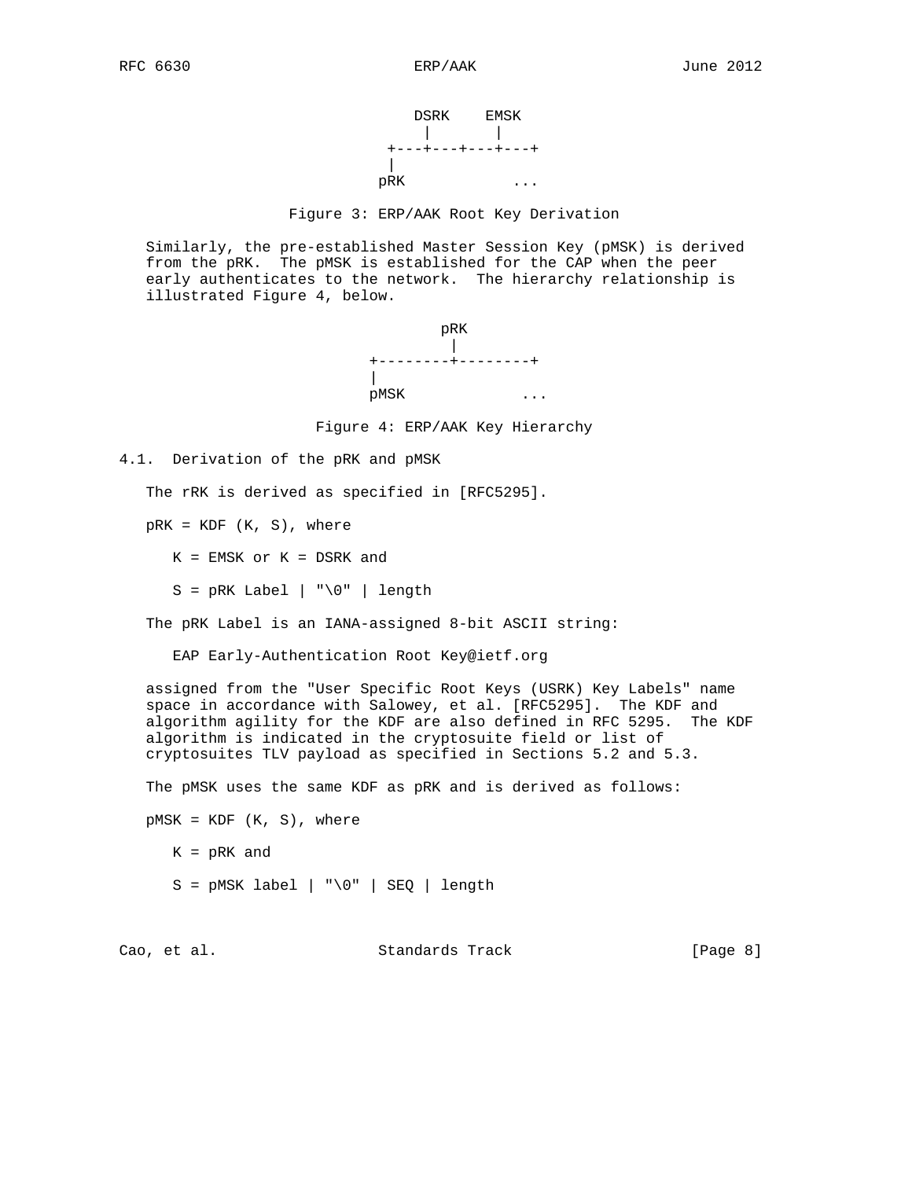```
                           DSRK    EMSK
                             |       |
                         +---+---+---+---+
                         |
                        pRK            ...
```

Figure 3: ERP/AAK Root Key Derivation

Similarly, the pre-established Master Session Key (pMSK) is derived from the pRK. The pMSK is established for the CAP when the peer early authenticates to the network. The hierarchy relationship is illustrated Figure 4, below.

```
                              pRK
                               |
                      +--------+--------+
                      |
                      pMSK             ...
```

Figure 4: ERP/AAK Key Hierarchy

## 4.1. Derivation of the pRK and pMSK

The rRK is derived as specified in [RFC5295].

pRK = KDF (K, S), where

K = EMSK or K = DSRK and

S = pRK Label | "\0" | length

The pRK Label is an IANA-assigned 8-bit ASCII string:

EAP Early-Authentication Root Key@ietf.org

assigned from the "User Specific Root Keys (USRK) Key Labels" name space in accordance with Salowey, et al. [RFC5295]. The KDF and algorithm agility for the KDF are also defined in RFC 5295. The KDF algorithm is indicated in the cryptosuite field or list of cryptosuites TLV payload as specified in Sections 5.2 and 5.3.

The pMSK uses the same KDF as pRK and is derived as follows:

pMSK = KDF (K, S), where

K = pRK and

S = pMSK label | "\0" | SEQ | length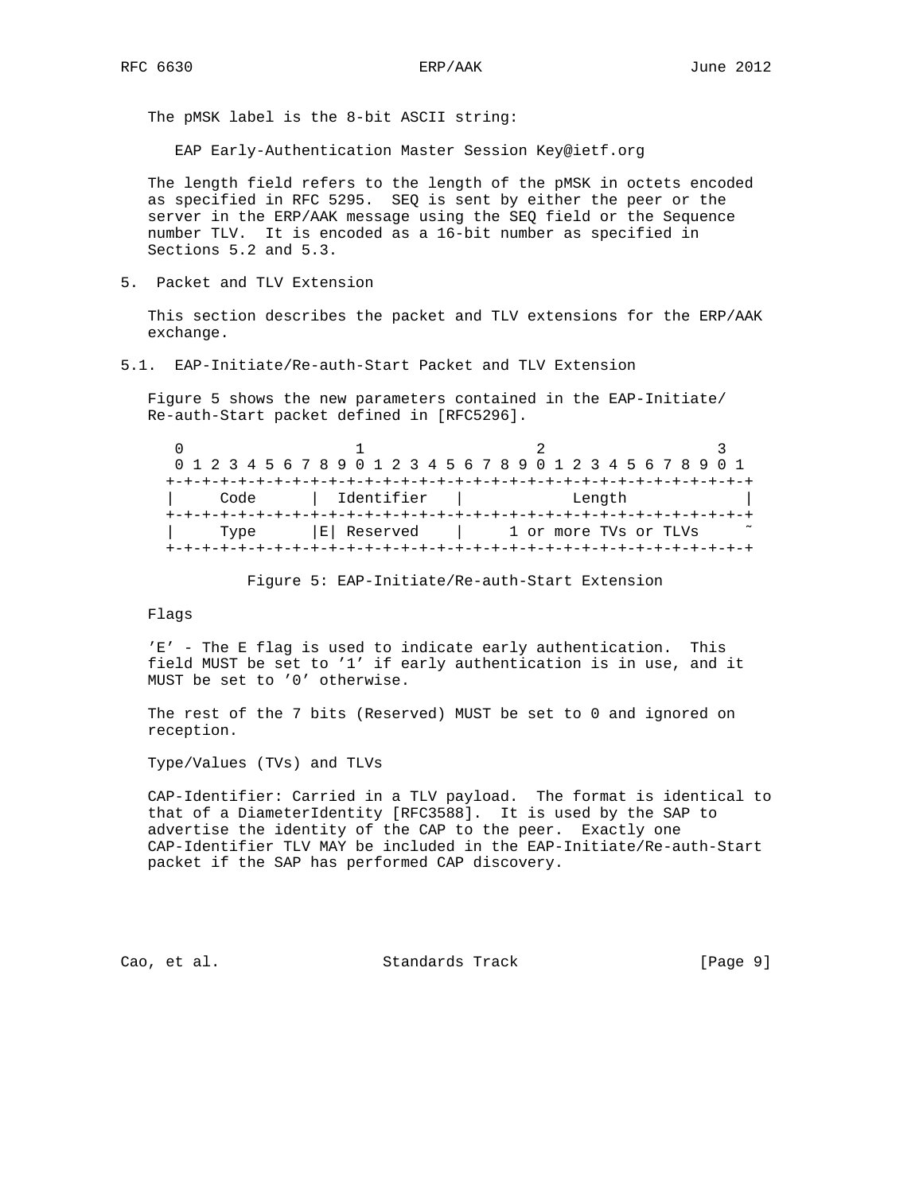The pMSK label is the 8-bit ASCII string:

EAP Early-Authentication Master Session Key@ietf.org

The length field refers to the length of the pMSK in octets encoded as specified in RFC 5295. SEQ is sent by either the peer or the server in the ERP/AAK message using the SEQ field or the Sequence number TLV. It is encoded as a 16-bit number as specified in Sections 5.2 and 5.3.

## 5. Packet and TLV Extension

This section describes the packet and TLV extensions for the ERP/AAK exchange.

### 5.1. EAP-Initiate/Re-auth-Start Packet and TLV Extension

Figure 5 shows the new parameters contained in the EAP-Initiate/Re-auth-Start packet defined in [RFC5296].

```
 0                   1                   2                   3
 0 1 2 3 4 5 6 7 8 9 0 1 2 3 4 5 6 7 8 9 0 1 2 3 4 5 6 7 8 9 0 1
+-+-+-+-+-+-+-+-+-+-+-+-+-+-+-+-+-+-+-+-+-+-+-+-+-+-+-+-+-+-+-+-+
|     Code      |  Identifier   |            Length             |
+-+-+-+-+-+-+-+-+-+-+-+-+-+-+-+-+-+-+-+-+-+-+-+-+-+-+-+-+-+-+-+-+
|     Type      |E| Reserved    |     1 or more TVs or TLVs     ~
+-+-+-+-+-+-+-+-+-+-+-+-+-+-+-+-+-+-+-+-+-+-+-+-+-+-+-+-+-+-+-+-+
```

Figure 5: EAP-Initiate/Re-auth-Start Extension

Flags

'E' - The E flag is used to indicate early authentication. This field MUST be set to '1' if early authentication is in use, and it MUST be set to '0' otherwise.

The rest of the 7 bits (Reserved) MUST be set to 0 and ignored on reception.

Type/Values (TVs) and TLVs

CAP-Identifier: Carried in a TLV payload. The format is identical to that of a DiameterIdentity [RFC3588]. It is used by the SAP to advertise the identity of the CAP to the peer. Exactly one CAP-Identifier TLV MAY be included in the EAP-Initiate/Re-auth-Start packet if the SAP has performed CAP discovery.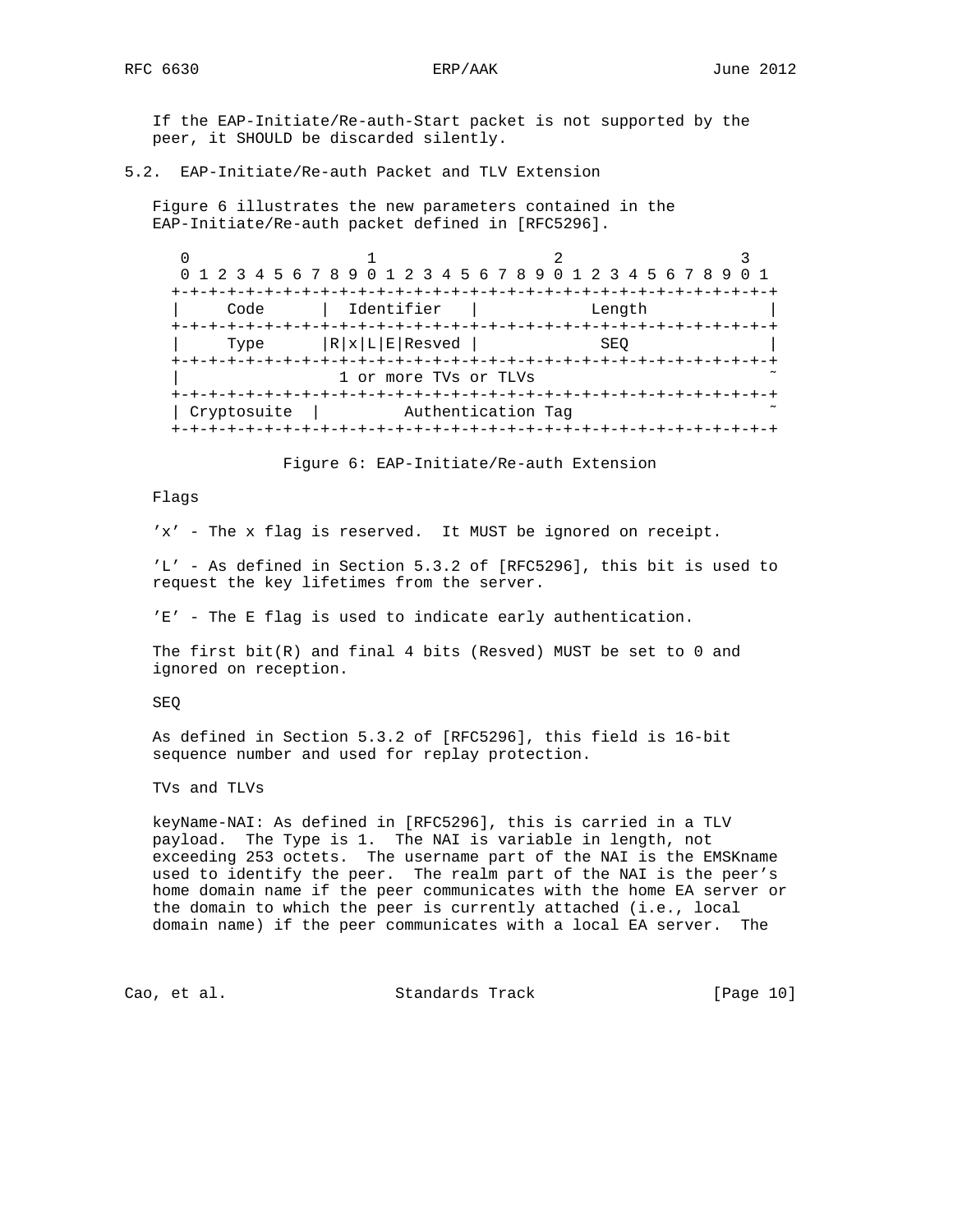If the EAP-Initiate/Re-auth-Start packet is not supported by the peer, it SHOULD be discarded silently.

### 5.2. EAP-Initiate/Re-auth Packet and TLV Extension

Figure 6 illustrates the new parameters contained in the EAP-Initiate/Re-auth packet defined in [RFC5296].

```
 0                   1                   2                   3
 0 1 2 3 4 5 6 7 8 9 0 1 2 3 4 5 6 7 8 9 0 1 2 3 4 5 6 7 8 9 0 1
+-+-+-+-+-+-+-+-+-+-+-+-+-+-+-+-+-+-+-+-+-+-+-+-+-+-+-+-+-+-+-+-+
|     Code      |  Identifier   |            Length             |
+-+-+-+-+-+-+-+-+-+-+-+-+-+-+-+-+-+-+-+-+-+-+-+-+-+-+-+-+-+-+-+-+
|     Type      |R|x|L|E|Resved |             SEQ               |
+-+-+-+-+-+-+-+-+-+-+-+-+-+-+-+-+-+-+-+-+-+-+-+-+-+-+-+-+-+-+-+-+
|                 1 or more TVs or TLVs                         ~
+-+-+-+-+-+-+-+-+-+-+-+-+-+-+-+-+-+-+-+-+-+-+-+-+-+-+-+-+-+-+-+-+
| Cryptosuite  |         Authentication Tag                     ~
+-+-+-+-+-+-+-+-+-+-+-+-+-+-+-+-+-+-+-+-+-+-+-+-+-+-+-+-+-+-+-+-+
```

Figure 6: EAP-Initiate/Re-auth Extension

Flags

'x' - The x flag is reserved. It MUST be ignored on receipt.

'L' - As defined in Section 5.3.2 of [RFC5296], this bit is used to request the key lifetimes from the server.

'E' - The E flag is used to indicate early authentication.

The first bit(R) and final 4 bits (Resved) MUST be set to 0 and ignored on reception.

SEQ

As defined in Section 5.3.2 of [RFC5296], this field is 16-bit sequence number and used for replay protection.

TVs and TLVs

keyName-NAI: As defined in [RFC5296], this is carried in a TLV payload. The Type is 1. The NAI is variable in length, not exceeding 253 octets. The username part of the NAI is the EMSKname used to identify the peer. The realm part of the NAI is the peer's home domain name if the peer communicates with the home EA server or the domain to which the peer is currently attached (i.e., local domain name) if the peer communicates with a local EA server. The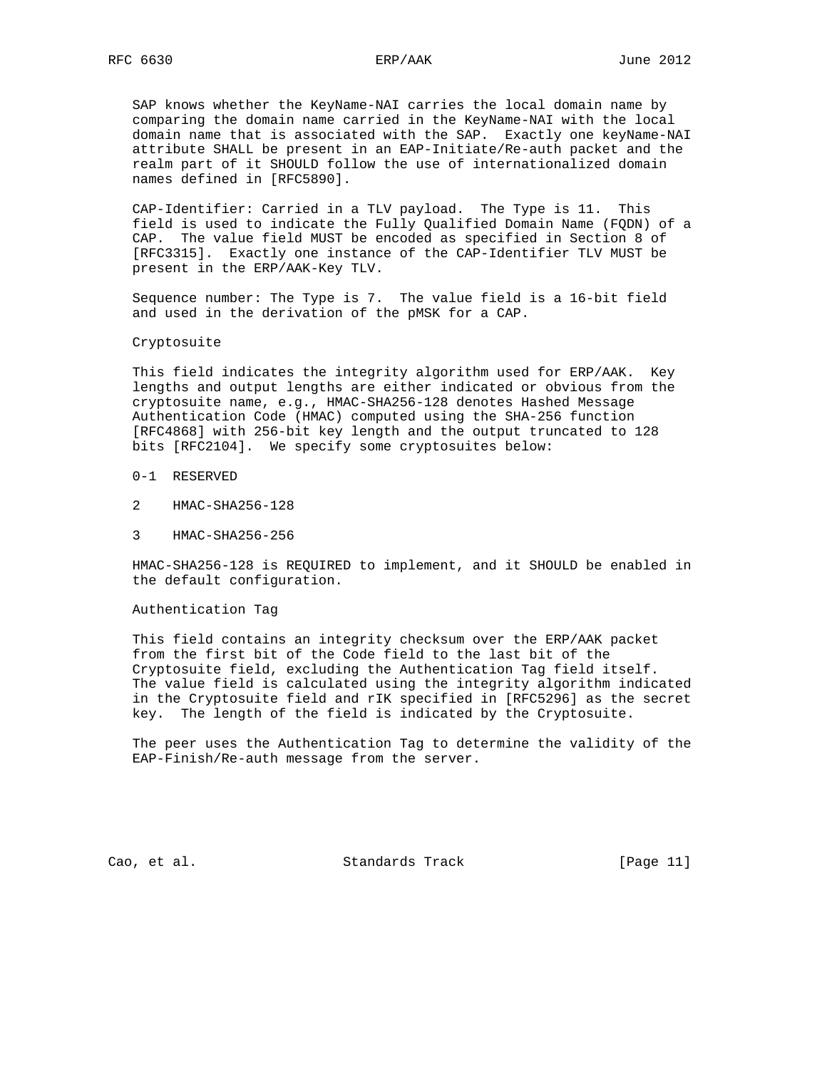SAP knows whether the KeyName-NAI carries the local domain name by comparing the domain name carried in the KeyName-NAI with the local domain name that is associated with the SAP. Exactly one keyName-NAI attribute SHALL be present in an EAP-Initiate/Re-auth packet and the realm part of it SHOULD follow the use of internationalized domain names defined in [RFC5890].

CAP-Identifier: Carried in a TLV payload. The Type is 11. This field is used to indicate the Fully Qualified Domain Name (FQDN) of a CAP. The value field MUST be encoded as specified in Section 8 of [RFC3315]. Exactly one instance of the CAP-Identifier TLV MUST be present in the ERP/AAK-Key TLV.

Sequence number: The Type is 7. The value field is a 16-bit field and used in the derivation of the pMSK for a CAP.

Cryptosuite

This field indicates the integrity algorithm used for ERP/AAK. Key lengths and output lengths are either indicated or obvious from the cryptosuite name, e.g., HMAC-SHA256-128 denotes Hashed Message Authentication Code (HMAC) computed using the SHA-256 function [RFC4868] with 256-bit key length and the output truncated to 128 bits [RFC2104]. We specify some cryptosuites below:

0-1 RESERVED

2 HMAC-SHA256-128

3 HMAC-SHA256-256

HMAC-SHA256-128 is REQUIRED to implement, and it SHOULD be enabled in the default configuration.

Authentication Tag

This field contains an integrity checksum over the ERP/AAK packet from the first bit of the Code field to the last bit of the Cryptosuite field, excluding the Authentication Tag field itself. The value field is calculated using the integrity algorithm indicated in the Cryptosuite field and rIK specified in [RFC5296] as the secret key. The length of the field is indicated by the Cryptosuite.

The peer uses the Authentication Tag to determine the validity of the EAP-Finish/Re-auth message from the server.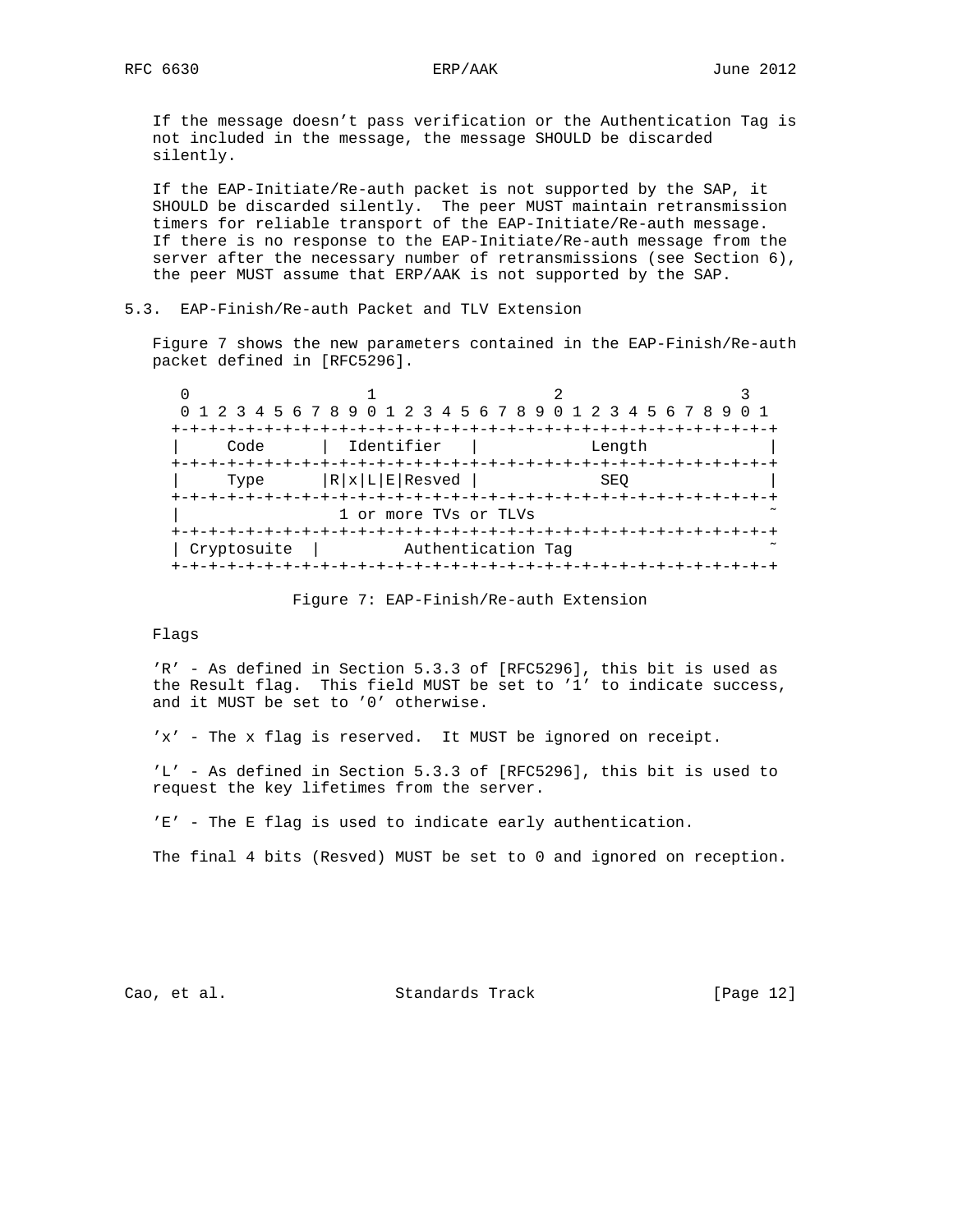If the message doesn’t pass verification or the Authentication Tag is not included in the message, the message SHOULD be discarded silently.

If the EAP-Initiate/Re-auth packet is not supported by the SAP, it SHOULD be discarded silently. The peer MUST maintain retransmission timers for reliable transport of the EAP-Initiate/Re-auth message. If there is no response to the EAP-Initiate/Re-auth message from the server after the necessary number of retransmissions (see Section 6), the peer MUST assume that ERP/AAK is not supported by the SAP.

## 5.3. EAP-Finish/Re-auth Packet and TLV Extension

Figure 7 shows the new parameters contained in the EAP-Finish/Re-auth packet defined in [RFC5296].

```
 0                   1                   2                   3
 0 1 2 3 4 5 6 7 8 9 0 1 2 3 4 5 6 7 8 9 0 1 2 3 4 5 6 7 8 9 0 1
+-+-+-+-+-+-+-+-+-+-+-+-+-+-+-+-+-+-+-+-+-+-+-+-+-+-+-+-+-+-+-+-+
|     Code      |  Identifier   |            Length             |
+-+-+-+-+-+-+-+-+-+-+-+-+-+-+-+-+-+-+-+-+-+-+-+-+-+-+-+-+-+-+-+-+
|     Type      |R|x|L|E|Resved |             SEQ               |
+-+-+-+-+-+-+-+-+-+-+-+-+-+-+-+-+-+-+-+-+-+-+-+-+-+-+-+-+-+-+-+-+
|                 1 or more TVs or TLVs                         ~
+-+-+-+-+-+-+-+-+-+-+-+-+-+-+-+-+-+-+-+-+-+-+-+-+-+-+-+-+-+-+-+-+
| Cryptosuite   |         Authentication Tag                    ~
+-+-+-+-+-+-+-+-+-+-+-+-+-+-+-+-+-+-+-+-+-+-+-+-+-+-+-+-+-+-+-+-+
```

Figure 7: EAP-Finish/Re-auth Extension

Flags

’R’ - As defined in Section 5.3.3 of [RFC5296], this bit is used as the Result flag. This field MUST be set to ’1’ to indicate success, and it MUST be set to ’0’ otherwise.

’x’ - The x flag is reserved. It MUST be ignored on receipt.

’L’ - As defined in Section 5.3.3 of [RFC5296], this bit is used to request the key lifetimes from the server.

’E’ - The E flag is used to indicate early authentication.

The final 4 bits (Resved) MUST be set to 0 and ignored on reception.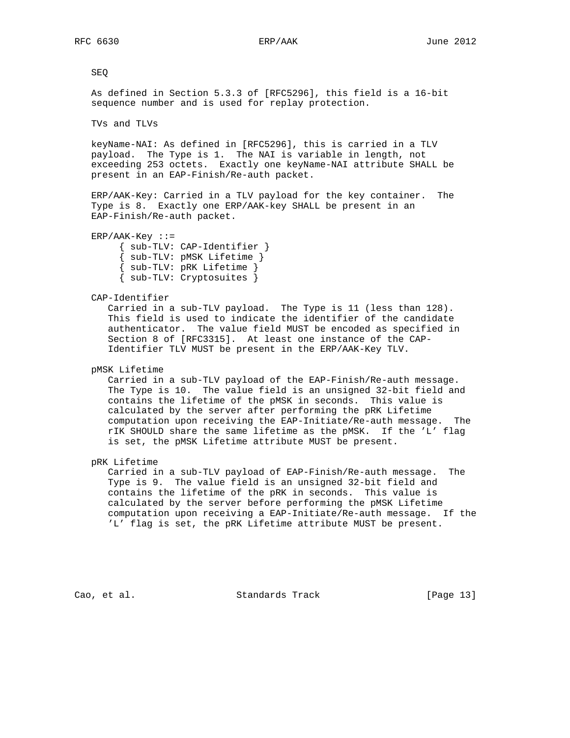SEQ

As defined in Section 5.3.3 of [RFC5296], this field is a 16-bit sequence number and is used for replay protection.

TVs and TLVs

keyName-NAI: As defined in [RFC5296], this is carried in a TLV payload. The Type is 1. The NAI is variable in length, not exceeding 253 octets. Exactly one keyName-NAI attribute SHALL be present in an EAP-Finish/Re-auth packet.

ERP/AAK-Key: Carried in a TLV payload for the key container. The Type is 8. Exactly one ERP/AAK-key SHALL be present in an EAP-Finish/Re-auth packet.

```
ERP/AAK-Key ::=
     { sub-TLV: CAP-Identifier }
     { sub-TLV: pMSK Lifetime }
     { sub-TLV: pRK Lifetime }
     { sub-TLV: Cryptosuites }
```

CAP-Identifier

Carried in a sub-TLV payload. The Type is 11 (less than 128). This field is used to indicate the identifier of the candidate authenticator. The value field MUST be encoded as specified in Section 8 of [RFC3315]. At least one instance of the CAP-Identifier TLV MUST be present in the ERP/AAK-Key TLV.

pMSK Lifetime

Carried in a sub-TLV payload of the EAP-Finish/Re-auth message. The Type is 10. The value field is an unsigned 32-bit field and contains the lifetime of the pMSK in seconds. This value is calculated by the server after performing the pRK Lifetime computation upon receiving the EAP-Initiate/Re-auth message. The rIK SHOULD share the same lifetime as the pMSK. If the 'L' flag is set, the pMSK Lifetime attribute MUST be present.

pRK Lifetime

Carried in a sub-TLV payload of EAP-Finish/Re-auth message. The Type is 9. The value field is an unsigned 32-bit field and contains the lifetime of the pRK in seconds. This value is calculated by the server before performing the pMSK Lifetime computation upon receiving a EAP-Initiate/Re-auth message. If the 'L' flag is set, the pRK Lifetime attribute MUST be present.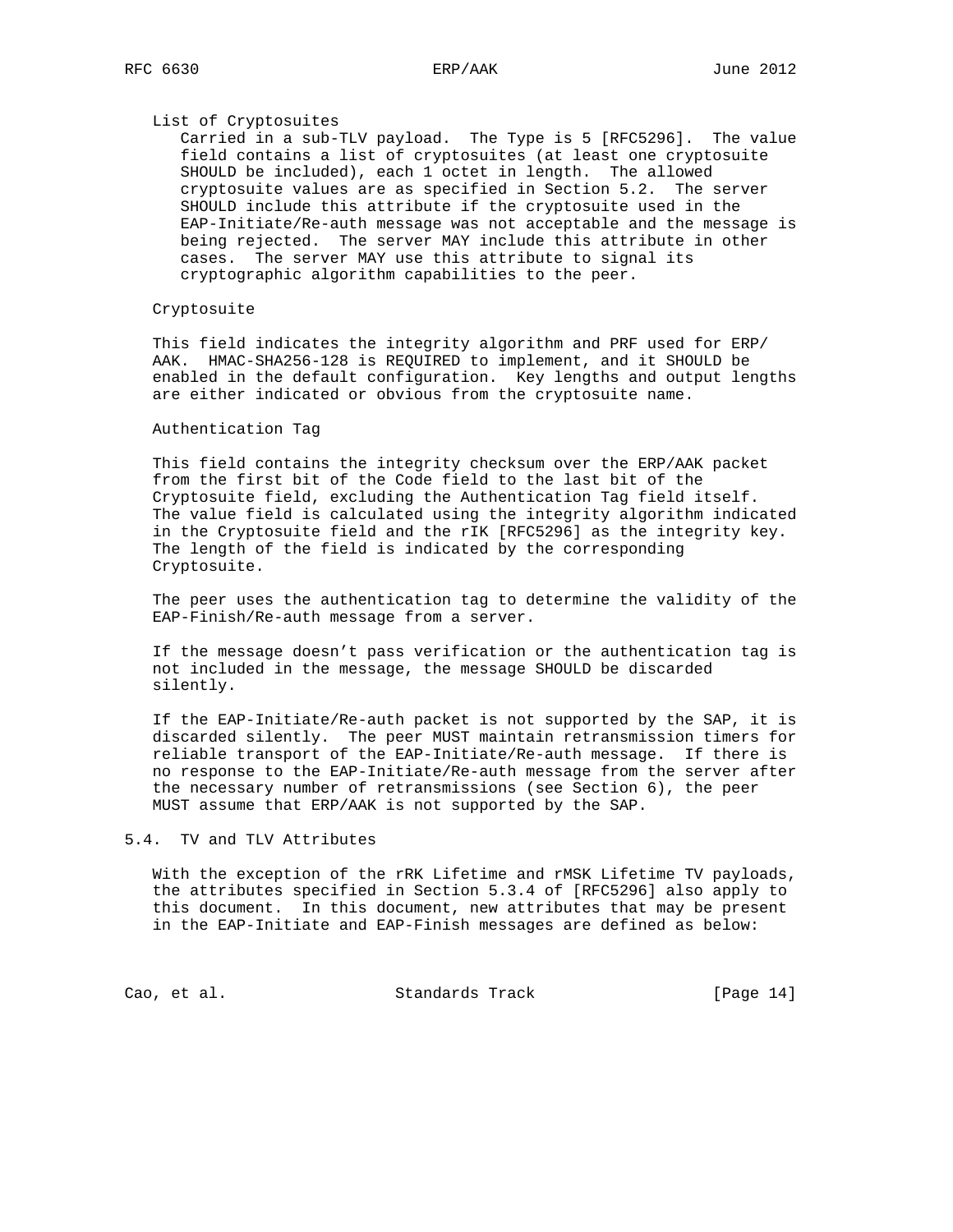List of Cryptosuites

Carried in a sub-TLV payload. The Type is 5 [RFC5296]. The value field contains a list of cryptosuites (at least one cryptosuite SHOULD be included), each 1 octet in length. The allowed cryptosuite values are as specified in Section 5.2. The server SHOULD include this attribute if the cryptosuite used in the EAP-Initiate/Re-auth message was not acceptable and the message is being rejected. The server MAY include this attribute in other cases. The server MAY use this attribute to signal its cryptographic algorithm capabilities to the peer.

Cryptosuite

This field indicates the integrity algorithm and PRF used for ERP/AAK. HMAC-SHA256-128 is REQUIRED to implement, and it SHOULD be enabled in the default configuration. Key lengths and output lengths are either indicated or obvious from the cryptosuite name.

Authentication Tag

This field contains the integrity checksum over the ERP/AAK packet from the first bit of the Code field to the last bit of the Cryptosuite field, excluding the Authentication Tag field itself. The value field is calculated using the integrity algorithm indicated in the Cryptosuite field and the rIK [RFC5296] as the integrity key. The length of the field is indicated by the corresponding Cryptosuite.

The peer uses the authentication tag to determine the validity of the EAP-Finish/Re-auth message from a server.

If the message doesn't pass verification or the authentication tag is not included in the message, the message SHOULD be discarded silently.

If the EAP-Initiate/Re-auth packet is not supported by the SAP, it is discarded silently. The peer MUST maintain retransmission timers for reliable transport of the EAP-Initiate/Re-auth message. If there is no response to the EAP-Initiate/Re-auth message from the server after the necessary number of retransmissions (see Section 6), the peer MUST assume that ERP/AAK is not supported by the SAP.

## 5.4. TV and TLV Attributes

With the exception of the rRK Lifetime and rMSK Lifetime TV payloads, the attributes specified in Section 5.3.4 of [RFC5296] also apply to this document. In this document, new attributes that may be present in the EAP-Initiate and EAP-Finish messages are defined as below: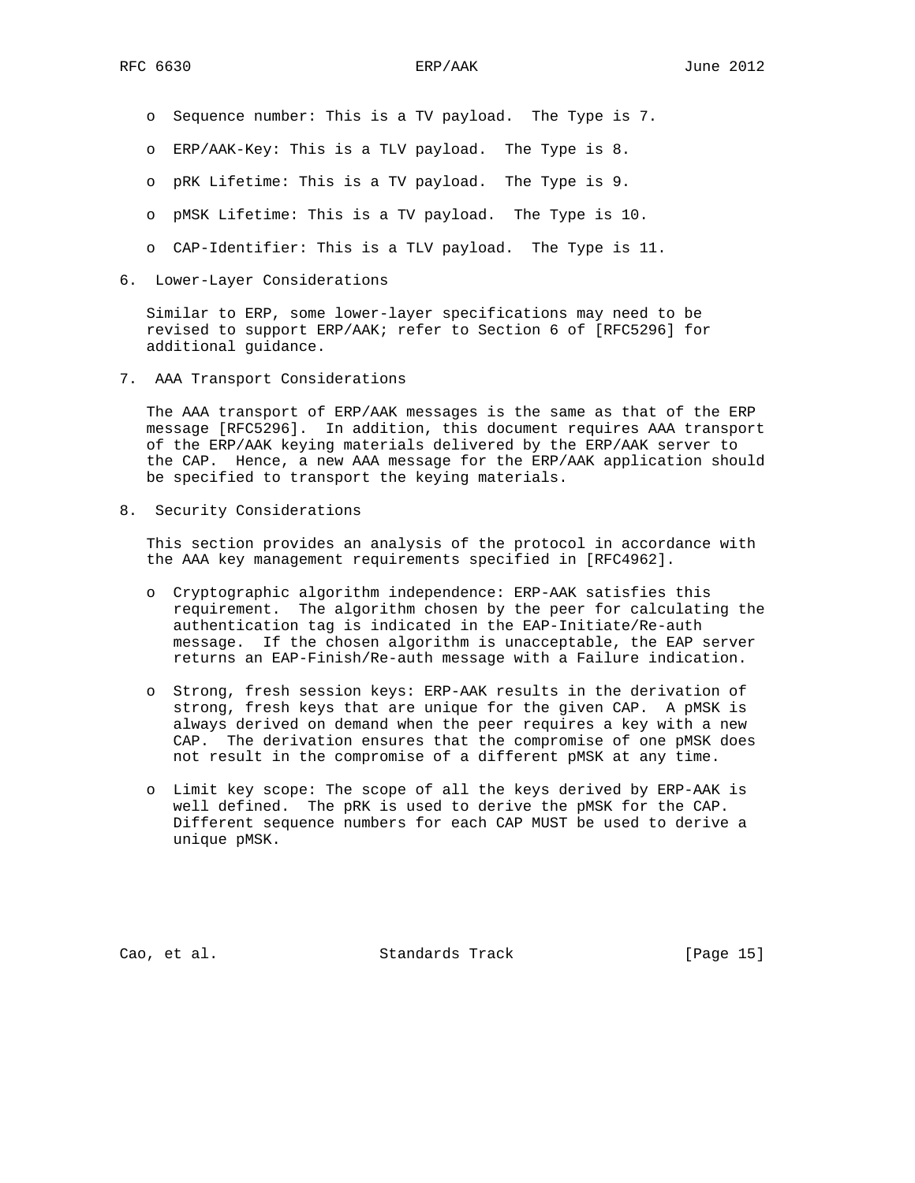- Sequence number: This is a TV payload. The Type is 7.
- ERP/AAK-Key: This is a TLV payload. The Type is 8.
- pRK Lifetime: This is a TV payload. The Type is 9.
- pMSK Lifetime: This is a TV payload. The Type is 10.
- CAP-Identifier: This is a TLV payload. The Type is 11.

## 6. Lower-Layer Considerations

Similar to ERP, some lower-layer specifications may need to be revised to support ERP/AAK; refer to Section 6 of [RFC5296] for additional guidance.

## 7. AAA Transport Considerations

The AAA transport of ERP/AAK messages is the same as that of the ERP message [RFC5296]. In addition, this document requires AAA transport of the ERP/AAK keying materials delivered by the ERP/AAK server to the CAP. Hence, a new AAA message for the ERP/AAK application should be specified to transport the keying materials.

## 8. Security Considerations

This section provides an analysis of the protocol in accordance with the AAA key management requirements specified in [RFC4962].

- Cryptographic algorithm independence: ERP-AAK satisfies this requirement. The algorithm chosen by the peer for calculating the authentication tag is indicated in the EAP-Initiate/Re-auth message. If the chosen algorithm is unacceptable, the EAP server returns an EAP-Finish/Re-auth message with a Failure indication.

- Strong, fresh session keys: ERP-AAK results in the derivation of strong, fresh keys that are unique for the given CAP. A pMSK is always derived on demand when the peer requires a key with a new CAP. The derivation ensures that the compromise of one pMSK does not result in the compromise of a different pMSK at any time.

- Limit key scope: The scope of all the keys derived by ERP-AAK is well defined. The pRK is used to derive the pMSK for the CAP. Different sequence numbers for each CAP MUST be used to derive a unique pMSK.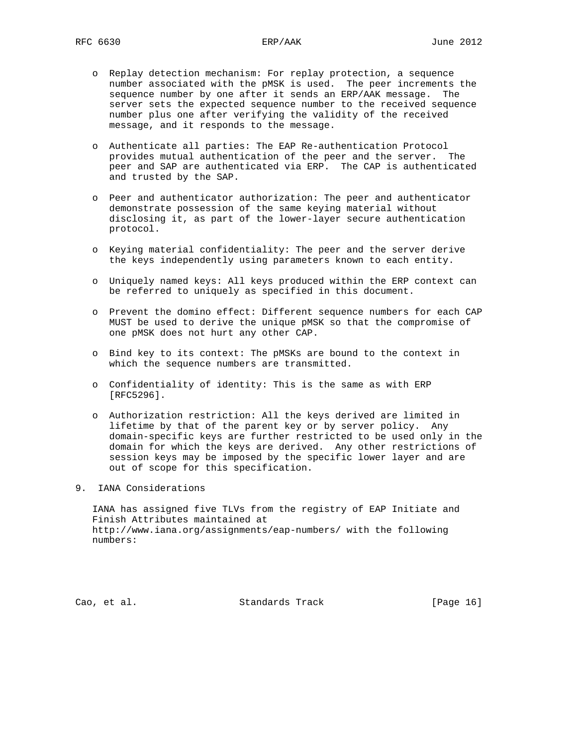- Replay detection mechanism: For replay protection, a sequence number associated with the pMSK is used. The peer increments the sequence number by one after it sends an ERP/AAK message. The server sets the expected sequence number to the received sequence number plus one after verifying the validity of the received message, and it responds to the message.

- Authenticate all parties: The EAP Re-authentication Protocol provides mutual authentication of the peer and the server. The peer and SAP are authenticated via ERP. The CAP is authenticated and trusted by the SAP.

- Peer and authenticator authorization: The peer and authenticator demonstrate possession of the same keying material without disclosing it, as part of the lower-layer secure authentication protocol.

- Keying material confidentiality: The peer and the server derive the keys independently using parameters known to each entity.

- Uniquely named keys: All keys produced within the ERP context can be referred to uniquely as specified in this document.

- Prevent the domino effect: Different sequence numbers for each CAP MUST be used to derive the unique pMSK so that the compromise of one pMSK does not hurt any other CAP.

- Bind key to its context: The pMSKs are bound to the context in which the sequence numbers are transmitted.

- Confidentiality of identity: This is the same as with ERP [RFC5296].

- Authorization restriction: All the keys derived are limited in lifetime by that of the parent key or by server policy. Any domain-specific keys are further restricted to be used only in the domain for which the keys are derived. Any other restrictions of session keys may be imposed by the specific lower layer and are out of scope for this specification.

## 9. IANA Considerations

IANA has assigned five TLVs from the registry of EAP Initiate and Finish Attributes maintained at http://www.iana.org/assignments/eap-numbers/ with the following numbers: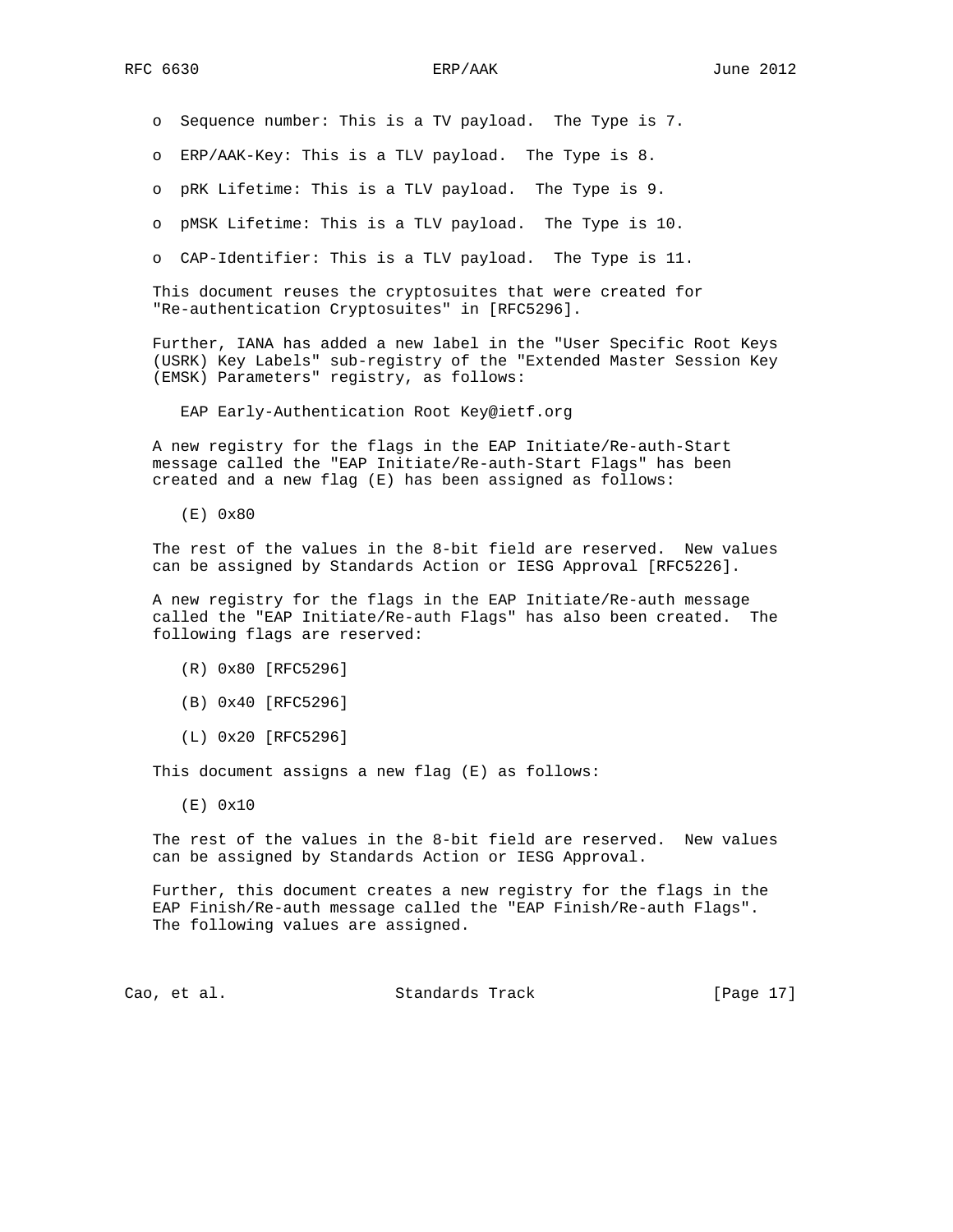- o Sequence number: This is a TV payload. The Type is 7.
- o ERP/AAK-Key: This is a TLV payload. The Type is 8.
- o pRK Lifetime: This is a TLV payload. The Type is 9.
- o pMSK Lifetime: This is a TLV payload. The Type is 10.
- o CAP-Identifier: This is a TLV payload. The Type is 11.

This document reuses the cryptosuites that were created for "Re-authentication Cryptosuites" in [RFC5296].

Further, IANA has added a new label in the "User Specific Root Keys (USRK) Key Labels" sub-registry of the "Extended Master Session Key (EMSK) Parameters" registry, as follows:

EAP Early-Authentication Root Key@ietf.org

A new registry for the flags in the EAP Initiate/Re-auth-Start message called the "EAP Initiate/Re-auth-Start Flags" has been created and a new flag (E) has been assigned as follows:

(E) 0x80

The rest of the values in the 8-bit field are reserved. New values can be assigned by Standards Action or IESG Approval [RFC5226].

A new registry for the flags in the EAP Initiate/Re-auth message called the "EAP Initiate/Re-auth Flags" has also been created. The following flags are reserved:

(R) 0x80 [RFC5296]

(B) 0x40 [RFC5296]

(L) 0x20 [RFC5296]

This document assigns a new flag (E) as follows:

(E) 0x10

The rest of the values in the 8-bit field are reserved. New values can be assigned by Standards Action or IESG Approval.

Further, this document creates a new registry for the flags in the EAP Finish/Re-auth message called the "EAP Finish/Re-auth Flags". The following values are assigned.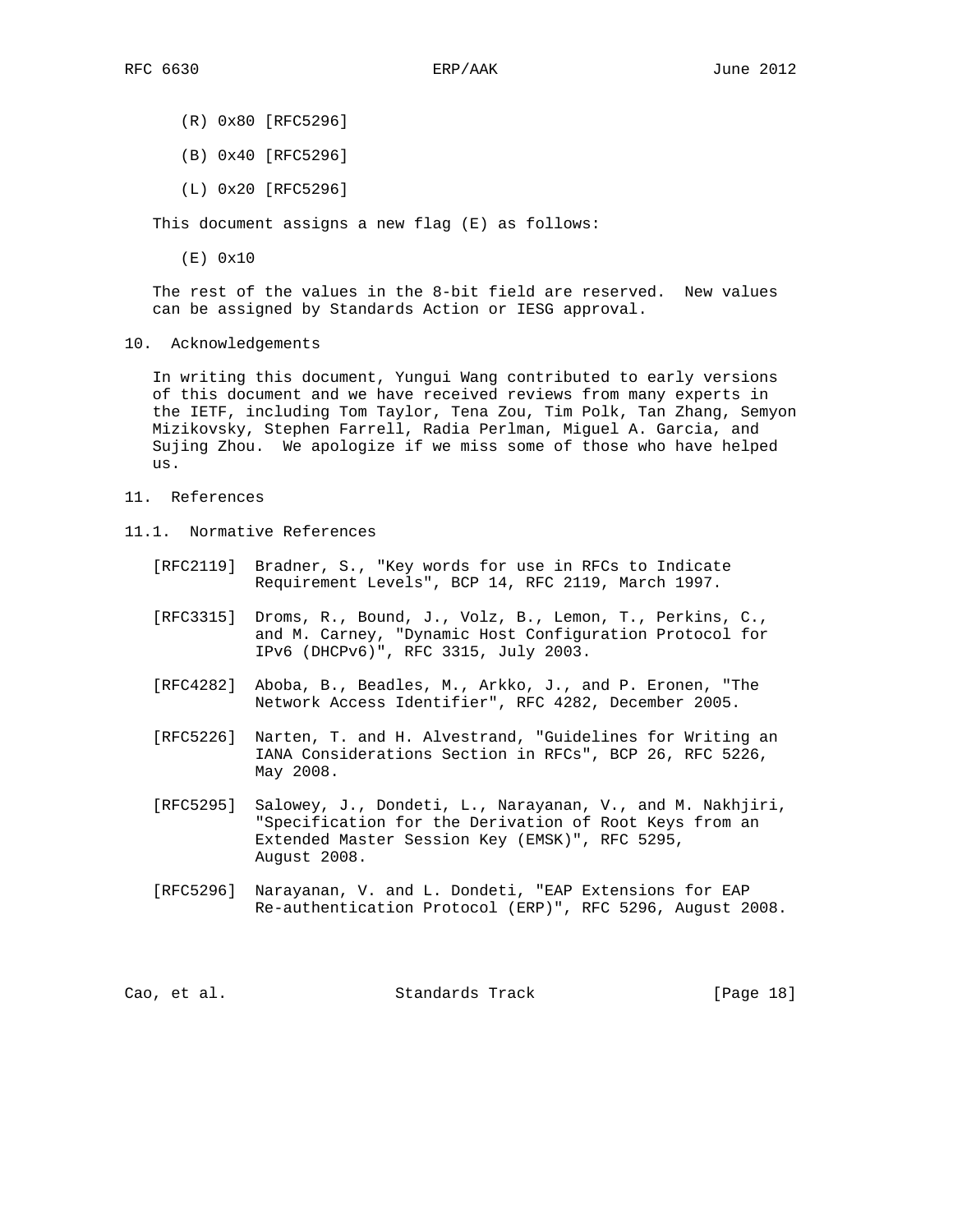(R) 0x80 [RFC5296]

(B) 0x40 [RFC5296]

(L) 0x20 [RFC5296]

This document assigns a new flag (E) as follows:

(E) 0x10

The rest of the values in the 8-bit field are reserved. New values can be assigned by Standards Action or IESG approval.

## 10. Acknowledgements

In writing this document, Yungui Wang contributed to early versions of this document and we have received reviews from many experts in the IETF, including Tom Taylor, Tena Zou, Tim Polk, Tan Zhang, Semyon Mizikovsky, Stephen Farrell, Radia Perlman, Miguel A. Garcia, and Sujing Zhou. We apologize if we miss some of those who have helped us.

## 11. References

### 11.1. Normative References

[RFC2119] Bradner, S., "Key words for use in RFCs to Indicate Requirement Levels", BCP 14, RFC 2119, March 1997.

[RFC3315] Droms, R., Bound, J., Volz, B., Lemon, T., Perkins, C., and M. Carney, "Dynamic Host Configuration Protocol for IPv6 (DHCPv6)", RFC 3315, July 2003.

[RFC4282] Aboba, B., Beadles, M., Arkko, J., and P. Eronen, "The Network Access Identifier", RFC 4282, December 2005.

[RFC5226] Narten, T. and H. Alvestrand, "Guidelines for Writing an IANA Considerations Section in RFCs", BCP 26, RFC 5226, May 2008.

[RFC5295] Salowey, J., Dondeti, L., Narayanan, V., and M. Nakhjiri, "Specification for the Derivation of Root Keys from an Extended Master Session Key (EMSK)", RFC 5295, August 2008.

[RFC5296] Narayanan, V. and L. Dondeti, "EAP Extensions for EAP Re-authentication Protocol (ERP)", RFC 5296, August 2008.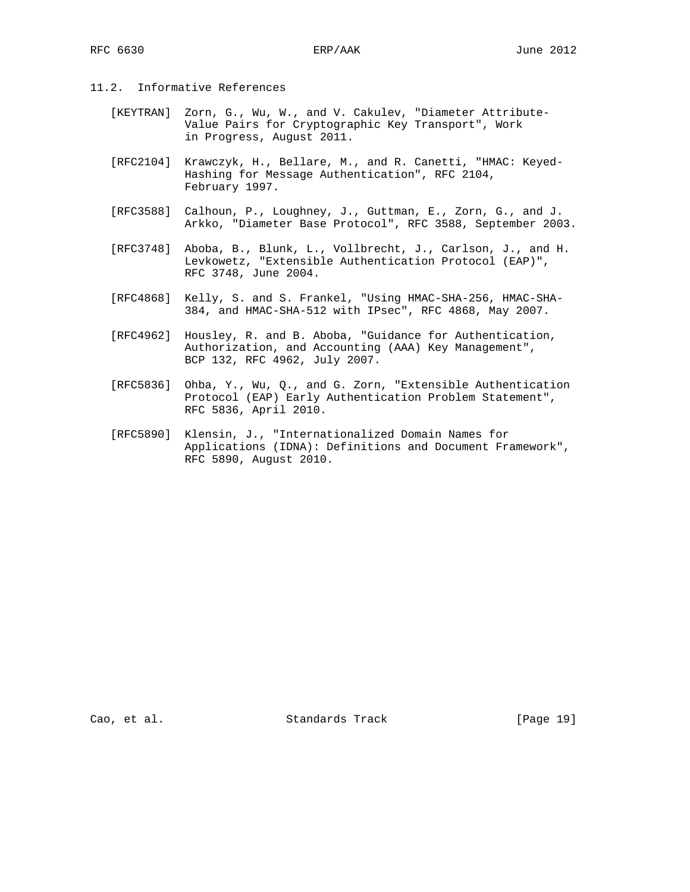## 11.2. Informative References

[KEYTRAN] Zorn, G., Wu, W., and V. Cakulev, "Diameter Attribute-Value Pairs for Cryptographic Key Transport", Work in Progress, August 2011.

[RFC2104] Krawczyk, H., Bellare, M., and R. Canetti, "HMAC: Keyed-Hashing for Message Authentication", RFC 2104, February 1997.

[RFC3588] Calhoun, P., Loughney, J., Guttman, E., Zorn, G., and J. Arkko, "Diameter Base Protocol", RFC 3588, September 2003.

[RFC3748] Aboba, B., Blunk, L., Vollbrecht, J., Carlson, J., and H. Levkowetz, "Extensible Authentication Protocol (EAP)", RFC 3748, June 2004.

[RFC4868] Kelly, S. and S. Frankel, "Using HMAC-SHA-256, HMAC-SHA-384, and HMAC-SHA-512 with IPsec", RFC 4868, May 2007.

[RFC4962] Housley, R. and B. Aboba, "Guidance for Authentication, Authorization, and Accounting (AAA) Key Management", BCP 132, RFC 4962, July 2007.

[RFC5836] Ohba, Y., Wu, Q., and G. Zorn, "Extensible Authentication Protocol (EAP) Early Authentication Problem Statement", RFC 5836, April 2010.

[RFC5890] Klensin, J., "Internationalized Domain Names for Applications (IDNA): Definitions and Document Framework", RFC 5890, August 2010.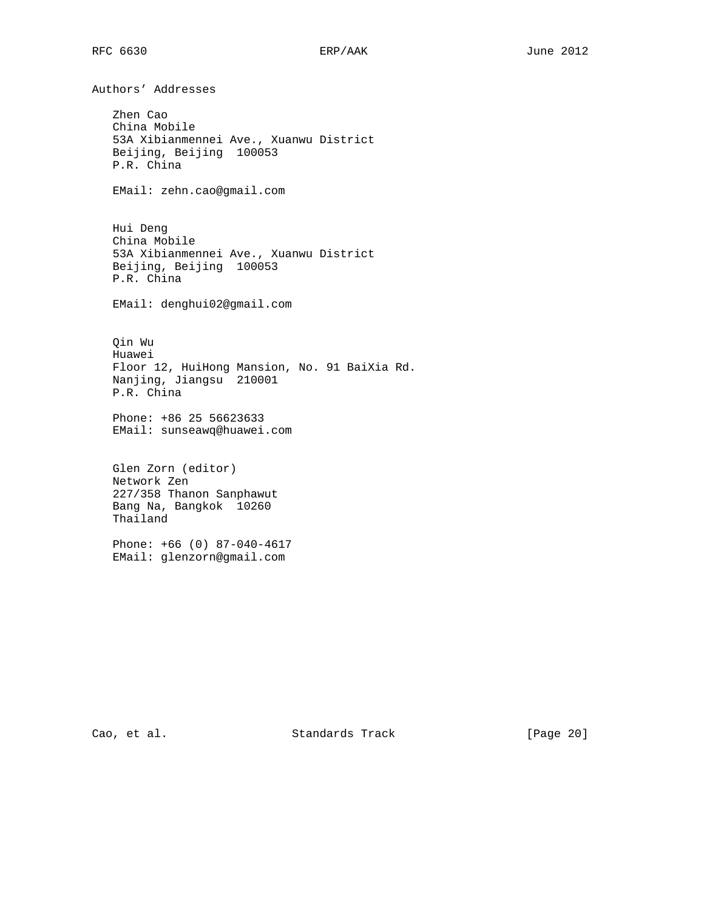## Authors' Addresses

Zhen Cao
China Mobile
53A Xibianmennei Ave., Xuanwu District
Beijing, Beijing  100053
P.R. China

EMail: zehn.cao@gmail.com

Hui Deng
China Mobile
53A Xibianmennei Ave., Xuanwu District
Beijing, Beijing  100053
P.R. China

EMail: denghui02@gmail.com

Qin Wu
Huawei
Floor 12, HuiHong Mansion, No. 91 BaiXia Rd.
Nanjing, Jiangsu  210001
P.R. China

Phone: +86 25 56623633
EMail: sunseawq@huawei.com

Glen Zorn (editor)
Network Zen
227/358 Thanon Sanphawut
Bang Na, Bangkok  10260
Thailand

Phone: +66 (0) 87-040-4617
EMail: glenzorn@gmail.com